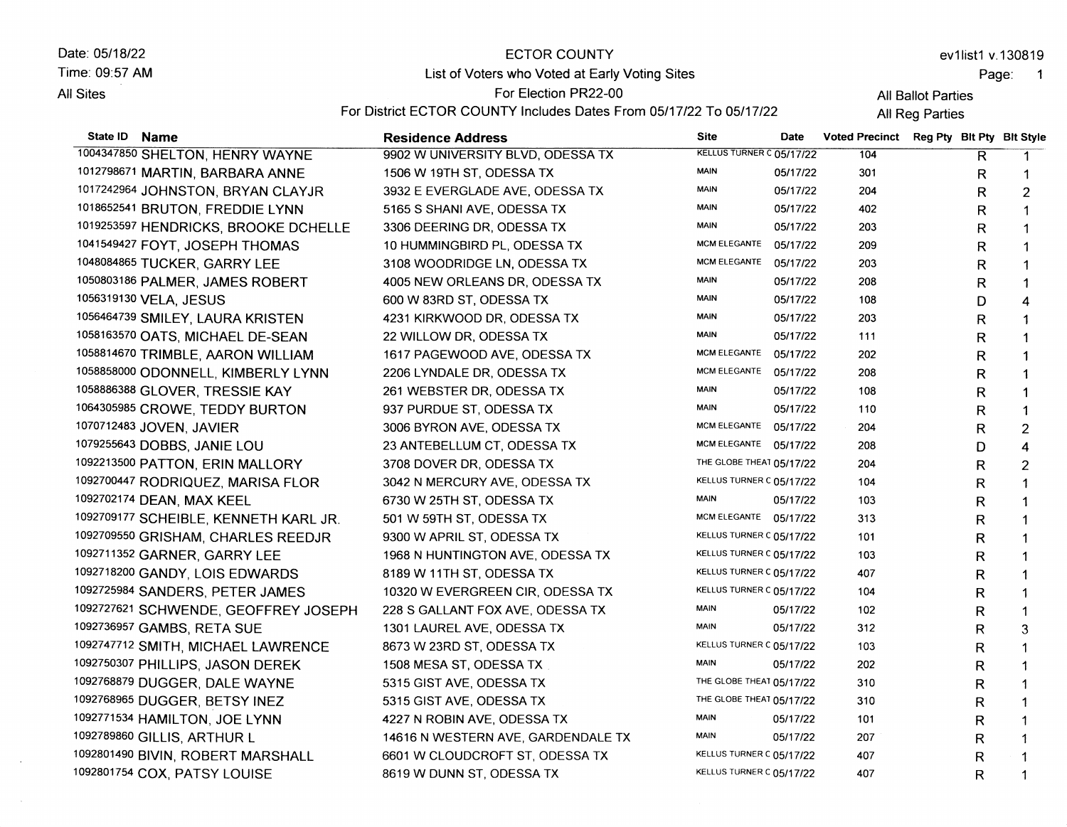Date: 05/18/22
Time: 09:57 AM
All Sites

# ECTOR COUNTY

## List of Voters who Voted at Early Voting Sites

For Election PR22-00

For District ECTOR COUNTY Includes Dates From 05/17/22 To 05/17/22

ev1list1 v.130819

All Ballot Parties
All Reg Parties

| State ID | Name | Residence Address | Site | Date | Voted Precinct | Reg Pty | Blt Pty | Blt Style |
|---|---|---|---|---|---|---|---|---|
| 1004347850 | SHELTON, HENRY WAYNE | 9902 W UNIVERSITY BLVD, ODESSA TX | KELLUS TURNER C | 05/17/22 | 104 | | R | 1 |
| 1012798671 | MARTIN, BARBARA ANNE | 1506 W 19TH ST, ODESSA TX | MAIN | 05/17/22 | 301 | | R | 1 |
| 1017242964 | JOHNSTON, BRYAN CLAYJR | 3932 E EVERGLADE AVE, ODESSA TX | MAIN | 05/17/22 | 204 | | R | 2 |
| 1018652541 | BRUTON, FREDDIE LYNN | 5165 S SHANI AVE, ODESSA TX | MAIN | 05/17/22 | 402 | | R | 1 |
| 1019253597 | HENDRICKS, BROOKE DCHELLE | 3306 DEERING DR, ODESSA TX | MAIN | 05/17/22 | 203 | | R | 1 |
| 1041549427 | FOYT, JOSEPH THOMAS | 10 HUMMINGBIRD PL, ODESSA TX | MCM ELEGANTE | 05/17/22 | 209 | | R | 1 |
| 1048084865 | TUCKER, GARRY LEE | 3108 WOODRIDGE LN, ODESSA TX | MCM ELEGANTE | 05/17/22 | 203 | | R | 1 |
| 1050803186 | PALMER, JAMES ROBERT | 4005 NEW ORLEANS DR, ODESSA TX | MAIN | 05/17/22 | 208 | | R | 1 |
| 1056319130 | VELA, JESUS | 600 W 83RD ST, ODESSA TX | MAIN | 05/17/22 | 108 | | D | 4 |
| 1056464739 | SMILEY, LAURA KRISTEN | 4231 KIRKWOOD DR, ODESSA TX | MAIN | 05/17/22 | 203 | | R | 1 |
| 1058163570 | OATS, MICHAEL DE-SEAN | 22 WILLOW DR, ODESSA TX | MAIN | 05/17/22 | 111 | | R | 1 |
| 1058814670 | TRIMBLE, AARON WILLIAM | 1617 PAGEWOOD AVE, ODESSA TX | MCM ELEGANTE | 05/17/22 | 202 | | R | 1 |
| 1058858000 | ODONNELL, KIMBERLY LYNN | 2206 LYNDALE DR, ODESSA TX | MCM ELEGANTE | 05/17/22 | 208 | | R | 1 |
| 1058886388 | GLOVER, TRESSIE KAY | 261 WEBSTER DR, ODESSA TX | MAIN | 05/17/22 | 108 | | R | 1 |
| 1064305985 | CROWE, TEDDY BURTON | 937 PURDUE ST, ODESSA TX | MAIN | 05/17/22 | 110 | | R | 1 |
| 1070712483 | JOVEN, JAVIER | 3006 BYRON AVE, ODESSA TX | MCM ELEGANTE | 05/17/22 | 204 | | R | 2 |
| 1079255643 | DOBBS, JANIE LOU | 23 ANTEBELLUM CT, ODESSA TX | MCM ELEGANTE | 05/17/22 | 208 | | D | 4 |
| 1092213500 | PATTON, ERIN MALLORY | 3708 DOVER DR, ODESSA TX | THE GLOBE THEAT | 05/17/22 | 204 | | R | 2 |
| 1092700447 | RODRIQUEZ, MARISA FLOR | 3042 N MERCURY AVE, ODESSA TX | KELLUS TURNER C | 05/17/22 | 104 | | R | 1 |
| 1092702174 | DEAN, MAX KEEL | 6730 W 25TH ST, ODESSA TX | MAIN | 05/17/22 | 103 | | R | 1 |
| 1092709177 | SCHEIBLE, KENNETH KARL JR. | 501 W 59TH ST, ODESSA TX | MCM ELEGANTE | 05/17/22 | 313 | | R | 1 |
| 1092709550 | GRISHAM, CHARLES REEDJR | 9300 W APRIL ST, ODESSA TX | KELLUS TURNER C | 05/17/22 | 101 | | R | 1 |
| 1092711352 | GARNER, GARRY LEE | 1968 N HUNTINGTON AVE, ODESSA TX | KELLUS TURNER C | 05/17/22 | 103 | | R | 1 |
| 1092718200 | GANDY, LOIS EDWARDS | 8189 W 11TH ST, ODESSA TX | KELLUS TURNER C | 05/17/22 | 407 | | R | 1 |
| 1092725984 | SANDERS, PETER JAMES | 10320 W EVERGREEN CIR, ODESSA TX | KELLUS TURNER C | 05/17/22 | 104 | | R | 1 |
| 1092727621 | SCHWENDE, GEOFFREY JOSEPH | 228 S GALLANT FOX AVE, ODESSA TX | MAIN | 05/17/22 | 102 | | R | 1 |
| 1092736957 | GAMBS, RETA SUE | 1301 LAUREL AVE, ODESSA TX | MAIN | 05/17/22 | 312 | | R | 3 |
| 1092747712 | SMITH, MICHAEL LAWRENCE | 8673 W 23RD ST, ODESSA TX | KELLUS TURNER C | 05/17/22 | 103 | | R | 1 |
| 1092750307 | PHILLIPS, JASON DEREK | 1508 MESA ST, ODESSA TX | MAIN | 05/17/22 | 202 | | R | 1 |
| 1092768879 | DUGGER, DALE WAYNE | 5315 GIST AVE, ODESSA TX | THE GLOBE THEAT | 05/17/22 | 310 | | R | 1 |
| 1092768965 | DUGGER, BETSY INEZ | 5315 GIST AVE, ODESSA TX | THE GLOBE THEAT | 05/17/22 | 310 | | R | 1 |
| 1092771534 | HAMILTON, JOE LYNN | 4227 N ROBIN AVE, ODESSA TX | MAIN | 05/17/22 | 101 | | R | 1 |
| 1092789860 | GILLIS, ARTHUR L | 14616 N WESTERN AVE, GARDENDALE TX | MAIN | 05/17/22 | 207 | | R | 1 |
| 1092801490 | BIVIN, ROBERT MARSHALL | 6601 W CLOUDCROFT ST, ODESSA TX | KELLUS TURNER C | 05/17/22 | 407 | | R | 1 |
| 1092801754 | COX, PATSY LOUISE | 8619 W DUNN ST, ODESSA TX | KELLUS TURNER C | 05/17/22 | 407 | | R | 1 |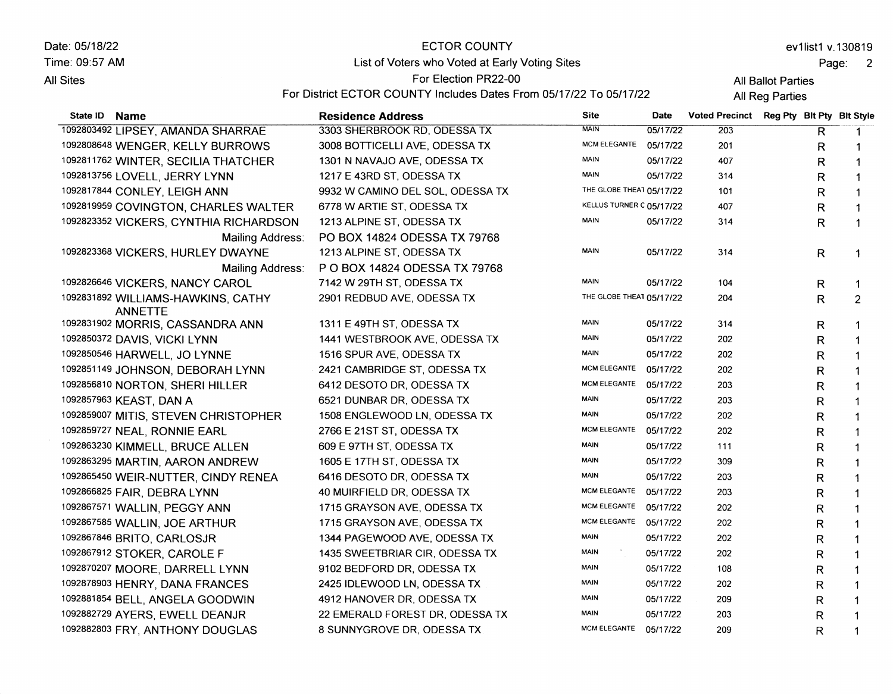ECTOR COUNTY

List of Voters who Voted at Early Voting Sites

For Election PR22-00

For District ECTOR COUNTY Includes Dates From 05/17/22 To 05/17/22

Date: 05/18/22
Time: 09:57 AM
All Sites

ev1list1 v.130819

All Ballot Parties
All Reg Parties

| State ID | Name | Residence Address | Site | Date | Voted Precinct | Reg Pty | Blt Pty | Blt Style |
|---|---|---|---|---|---|---|---|---|
| 1092803492 | LIPSEY, AMANDA SHARRAE | 3303 SHERBROOK RD, ODESSA TX | MAIN | 05/17/22 | 203 | | R | 1 |
| 1092808648 | WENGER, KELLY BURROWS | 3008 BOTTICELLI AVE, ODESSA TX | MCM ELEGANTE | 05/17/22 | 201 | | R | 1 |
| 1092811762 | WINTER, SECILIA THATCHER | 1301 N NAVAJO AVE, ODESSA TX | MAIN | 05/17/22 | 407 | | R | 1 |
| 1092813756 | LOVELL, JERRY LYNN | 1217 E 43RD ST, ODESSA TX | MAIN | 05/17/22 | 314 | | R | 1 |
| 1092817844 | CONLEY, LEIGH ANN | 9932 W CAMINO DEL SOL, ODESSA TX | THE GLOBE THEAT | 05/17/22 | 101 | | R | 1 |
| 1092819959 | COVINGTON, CHARLES WALTER | 6778 W ARTIE ST, ODESSA TX | KELLUS TURNER C | 05/17/22 | 407 | | R | 1 |
| 1092823352 | VICKERS, CYNTHIA RICHARDSON | 1213 ALPINE ST, ODESSA TX | MAIN | 05/17/22 | 314 | | R | 1 |
| | Mailing Address: | PO BOX 14824 ODESSA TX 79768 | | | | | | |
| 1092823368 | VICKERS, HURLEY DWAYNE | 1213 ALPINE ST, ODESSA TX | MAIN | 05/17/22 | 314 | | R | 1 |
| | Mailing Address: | P O BOX 14824 ODESSA TX 79768 | | | | | | |
| 1092826646 | VICKERS, NANCY CAROL | 7142 W 29TH ST, ODESSA TX | MAIN | 05/17/22 | 104 | | R | 1 |
| 1092831892 | WILLIAMS-HAWKINS, CATHY ANNETTE | 2901 REDBUD AVE, ODESSA TX | THE GLOBE THEAT | 05/17/22 | 204 | | R | 2 |
| 1092831902 | MORRIS, CASSANDRA ANN | 1311 E 49TH ST, ODESSA TX | MAIN | 05/17/22 | 314 | | R | 1 |
| 1092850372 | DAVIS, VICKI LYNN | 1441 WESTBROOK AVE, ODESSA TX | MAIN | 05/17/22 | 202 | | R | 1 |
| 1092850546 | HARWELL, JO LYNNE | 1516 SPUR AVE, ODESSA TX | MAIN | 05/17/22 | 202 | | R | 1 |
| 1092851149 | JOHNSON, DEBORAH LYNN | 2421 CAMBRIDGE ST, ODESSA TX | MCM ELEGANTE | 05/17/22 | 202 | | R | 1 |
| 1092856810 | NORTON, SHERI HILLER | 6412 DESOTO DR, ODESSA TX | MCM ELEGANTE | 05/17/22 | 203 | | R | 1 |
| 1092857963 | KEAST, DAN A | 6521 DUNBAR DR, ODESSA TX | MAIN | 05/17/22 | 203 | | R | 1 |
| 1092859007 | MITIS, STEVEN CHRISTOPHER | 1508 ENGLEWOOD LN, ODESSA TX | MAIN | 05/17/22 | 202 | | R | 1 |
| 1092859727 | NEAL, RONNIE EARL | 2766 E 21ST ST, ODESSA TX | MCM ELEGANTE | 05/17/22 | 202 | | R | 1 |
| 1092863230 | KIMMELL, BRUCE ALLEN | 609 E 97TH ST, ODESSA TX | MAIN | 05/17/22 | 111 | | R | 1 |
| 1092863295 | MARTIN, AARON ANDREW | 1605 E 17TH ST, ODESSA TX | MAIN | 05/17/22 | 309 | | R | 1 |
| 1092865450 | WEIR-NUTTER, CINDY RENEA | 6416 DESOTO DR, ODESSA TX | MAIN | 05/17/22 | 203 | | R | 1 |
| 1092866825 | FAIR, DEBRA LYNN | 40 MUIRFIELD DR, ODESSA TX | MCM ELEGANTE | 05/17/22 | 203 | | R | 1 |
| 1092867571 | WALLIN, PEGGY ANN | 1715 GRAYSON AVE, ODESSA TX | MCM ELEGANTE | 05/17/22 | 202 | | R | 1 |
| 1092867585 | WALLIN, JOE ARTHUR | 1715 GRAYSON AVE, ODESSA TX | MCM ELEGANTE | 05/17/22 | 202 | | R | 1 |
| 1092867846 | BRITO, CARLOSJR | 1344 PAGEWOOD AVE, ODESSA TX | MAIN | 05/17/22 | 202 | | R | 1 |
| 1092867912 | STOKER, CAROLE F | 1435 SWEETBRIAR CIR, ODESSA TX | MAIN | 05/17/22 | 202 | | R | 1 |
| 1092870207 | MOORE, DARRELL LYNN | 9102 BEDFORD DR, ODESSA TX | MAIN | 05/17/22 | 108 | | R | 1 |
| 1092878903 | HENRY, DANA FRANCES | 2425 IDLEWOOD LN, ODESSA TX | MAIN | 05/17/22 | 202 | | R | 1 |
| 1092881854 | BELL, ANGELA GOODWIN | 4912 HANOVER DR, ODESSA TX | MAIN | 05/17/22 | 209 | | R | 1 |
| 1092882729 | AYERS, EWELL DEANJR | 22 EMERALD FOREST DR, ODESSA TX | MAIN | 05/17/22 | 203 | | R | 1 |
| 1092882803 | FRY, ANTHONY DOUGLAS | 8 SUNNYGROVE DR, ODESSA TX | MCM ELEGANTE | 05/17/22 | 209 | | R | 1 |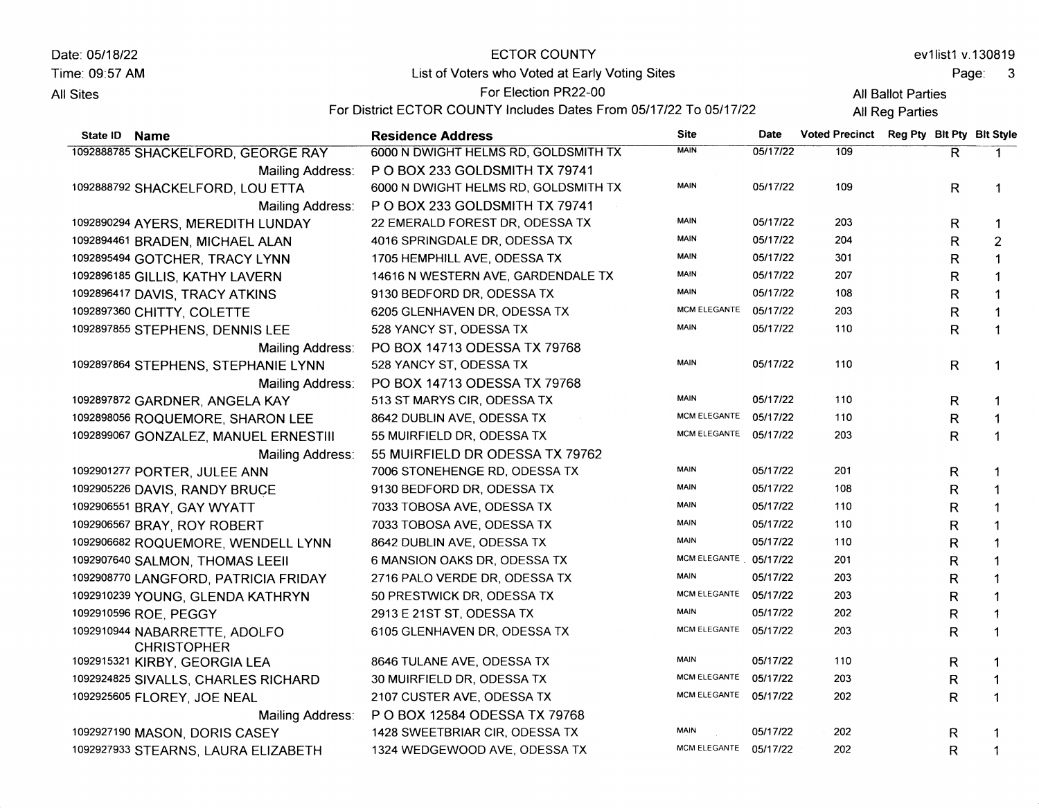Date: 05/18/22
Time: 09:57 AM
All Sites

ECTOR COUNTY
List of Voters who Voted at Early Voting Sites
For Election PR22-00
For District ECTOR COUNTY Includes Dates From 05/17/22 To 05/17/22

ev1list1 v.130819
All Ballot Parties
All Reg Parties

| State ID | Name | Residence Address | Site | Date | Voted Precinct | Reg Pty | Blt Pty | Blt Style |
|---|---|---|---|---|---|---|---|---|
| 1092888785 | SHACKELFORD, GEORGE RAY | 6000 N DWIGHT HELMS RD, GOLDSMITH TX | MAIN | 05/17/22 | 109 | | R | 1 |
| | Mailing Address: | P O BOX 233 GOLDSMITH TX 79741 | | | | | | |
| 1092888792 | SHACKELFORD, LOU ETTA | 6000 N DWIGHT HELMS RD, GOLDSMITH TX | MAIN | 05/17/22 | 109 | | R | 1 |
| | Mailing Address: | P O BOX 233 GOLDSMITH TX 79741 | | | | | | |
| 1092890294 | AYERS, MEREDITH LUNDAY | 22 EMERALD FOREST DR, ODESSA TX | MAIN | 05/17/22 | 203 | | R | 1 |
| 1092894461 | BRADEN, MICHAEL ALAN | 4016 SPRINGDALE DR, ODESSA TX | MAIN | 05/17/22 | 204 | | R | 2 |
| 1092895494 | GOTCHER, TRACY LYNN | 1705 HEMPHILL AVE, ODESSA TX | MAIN | 05/17/22 | 301 | | R | 1 |
| 1092896185 | GILLIS, KATHY LAVERN | 14616 N WESTERN AVE, GARDENDALE TX | MAIN | 05/17/22 | 207 | | R | 1 |
| 1092896417 | DAVIS, TRACY ATKINS | 9130 BEDFORD DR, ODESSA TX | MAIN | 05/17/22 | 108 | | R | 1 |
| 1092897360 | CHITTY, COLETTE | 6205 GLENHAVEN DR, ODESSA TX | MCM ELEGANTE | 05/17/22 | 203 | | R | 1 |
| 1092897855 | STEPHENS, DENNIS LEE | 528 YANCY ST, ODESSA TX | MAIN | 05/17/22 | 110 | | R | 1 |
| | Mailing Address: | PO BOX 14713 ODESSA TX 79768 | | | | | | |
| 1092897864 | STEPHENS, STEPHANIE LYNN | 528 YANCY ST, ODESSA TX | MAIN | 05/17/22 | 110 | | R | 1 |
| | Mailing Address: | PO BOX 14713 ODESSA TX 79768 | | | | | | |
| 1092897872 | GARDNER, ANGELA KAY | 513 ST MARYS CIR, ODESSA TX | MAIN | 05/17/22 | 110 | | R | 1 |
| 1092898056 | ROQUEMORE, SHARON LEE | 8642 DUBLIN AVE, ODESSA TX | MCM ELEGANTE | 05/17/22 | 110 | | R | 1 |
| 1092899067 | GONZALEZ, MANUEL ERNESTIII | 55 MUIRFIELD DR, ODESSA TX | MCM ELEGANTE | 05/17/22 | 203 | | R | 1 |
| | Mailing Address: | 55 MUIRFIELD DR ODESSA TX 79762 | | | | | | |
| 1092901277 | PORTER, JULEE ANN | 7006 STONEHENGE RD, ODESSA TX | MAIN | 05/17/22 | 201 | | R | 1 |
| 1092905226 | DAVIS, RANDY BRUCE | 9130 BEDFORD DR, ODESSA TX | MAIN | 05/17/22 | 108 | | R | 1 |
| 1092906551 | BRAY, GAY WYATT | 7033 TOBOSA AVE, ODESSA TX | MAIN | 05/17/22 | 110 | | R | 1 |
| 1092906567 | BRAY, ROY ROBERT | 7033 TOBOSA AVE, ODESSA TX | MAIN | 05/17/22 | 110 | | R | 1 |
| 1092906682 | ROQUEMORE, WENDELL LYNN | 8642 DUBLIN AVE, ODESSA TX | MAIN | 05/17/22 | 110 | | R | 1 |
| 1092907640 | SALMON, THOMAS LEEII | 6 MANSION OAKS DR, ODESSA TX | MCM ELEGANTE | 05/17/22 | 201 | | R | 1 |
| 1092908770 | LANGFORD, PATRICIA FRIDAY | 2716 PALO VERDE DR, ODESSA TX | MAIN | 05/17/22 | 203 | | R | 1 |
| 1092910239 | YOUNG, GLENDA KATHRYN | 50 PRESTWICK DR, ODESSA TX | MCM ELEGANTE | 05/17/22 | 203 | | R | 1 |
| 1092910596 | ROE, PEGGY | 2913 E 21ST ST, ODESSA TX | MAIN | 05/17/22 | 202 | | R | 1 |
| 1092910944 | NABARRETTE, ADOLFO CHRISTOPHER | 6105 GLENHAVEN DR, ODESSA TX | MCM ELEGANTE | 05/17/22 | 203 | | R | 1 |
| 1092915321 | KIRBY, GEORGIA LEA | 8646 TULANE AVE, ODESSA TX | MAIN | 05/17/22 | 110 | | R | 1 |
| 1092924825 | SIVALLS, CHARLES RICHARD | 30 MUIRFIELD DR, ODESSA TX | MCM ELEGANTE | 05/17/22 | 203 | | R | 1 |
| 1092925605 | FLOREY, JOE NEAL | 2107 CUSTER AVE, ODESSA TX | MCM ELEGANTE | 05/17/22 | 202 | | R | 1 |
| | Mailing Address: | P O BOX 12584 ODESSA TX 79768 | | | | | | |
| 1092927190 | MASON, DORIS CASEY | 1428 SWEETBRIAR CIR, ODESSA TX | MAIN | 05/17/22 | 202 | | R | 1 |
| 1092927933 | STEARNS, LAURA ELIZABETH | 1324 WEDGEWOOD AVE, ODESSA TX | MCM ELEGANTE | 05/17/22 | 202 | | R | 1 |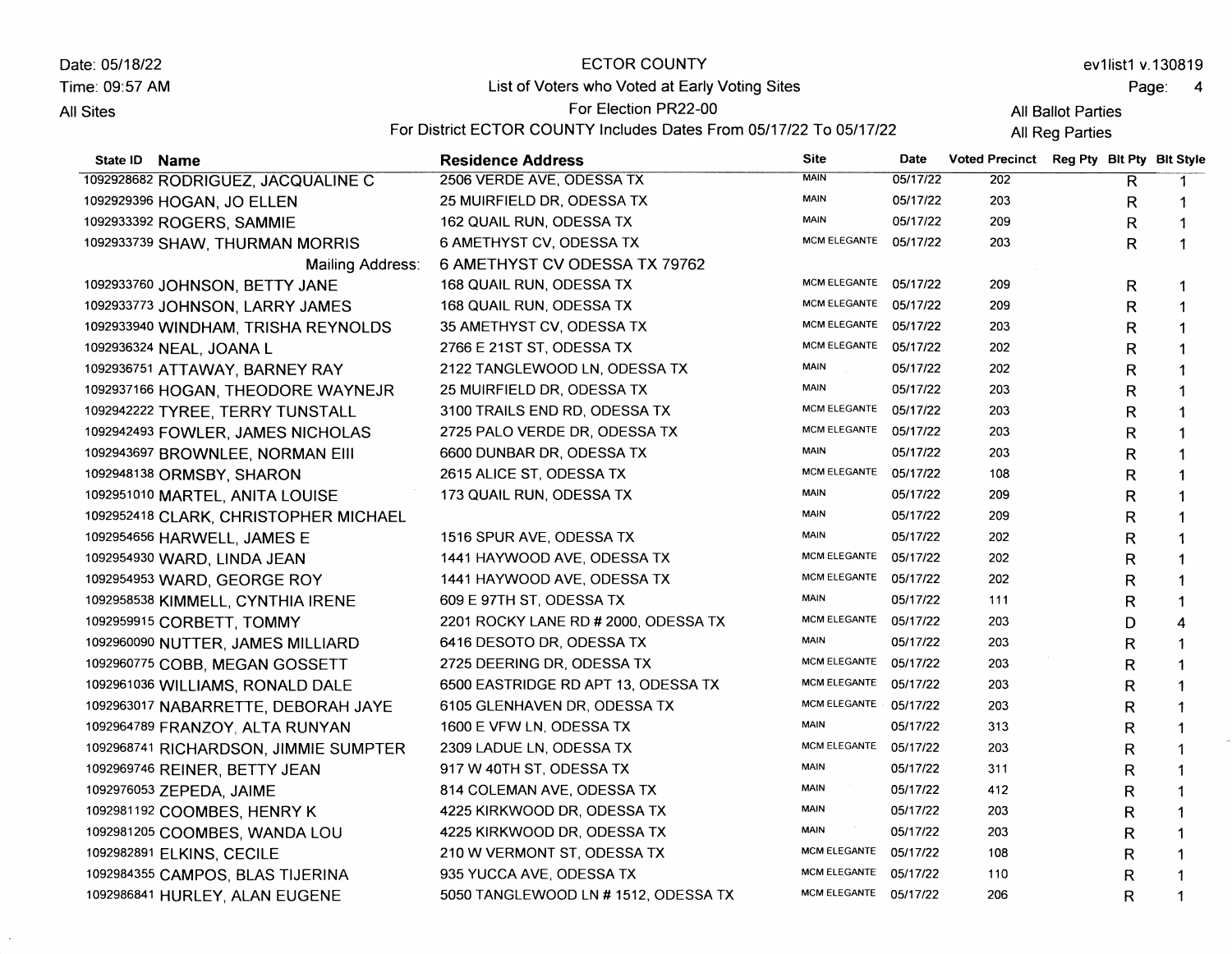Date: 05/18/22
Time: 09:57 AM
All Sites

# ECTOR COUNTY

List of Voters who Voted at Early Voting Sites
For Election PR22-00
For District ECTOR COUNTY Includes Dates From 05/17/22 To 05/17/22

ev1list1 v.130819

All Ballot Parties
All Reg Parties

| State ID | Name | Residence Address | Site | Date | Voted Precinct | Reg Pty | Blt Pty | Blt Style |
|---|---|---|---|---|---|---|---|---|
| 1092928682 | RODRIGUEZ, JACQUALINE C | 2506 VERDE AVE, ODESSA TX | MAIN | 05/17/22 | 202 | | R | 1 |
| 1092929396 | HOGAN, JO ELLEN | 25 MUIRFIELD DR, ODESSA TX | MAIN | 05/17/22 | 203 | | R | 1 |
| 1092933392 | ROGERS, SAMMIE | 162 QUAIL RUN, ODESSA TX | MAIN | 05/17/22 | 209 | | R | 1 |
| 1092933739 | SHAW, THURMAN MORRIS | 6 AMETHYST CV, ODESSA TX | MCM ELEGANTE | 05/17/22 | 203 | | R | 1 |
| | Mailing Address: | 6 AMETHYST CV ODESSA TX 79762 | | | | | | |
| 1092933760 | JOHNSON, BETTY JANE | 168 QUAIL RUN, ODESSA TX | MCM ELEGANTE | 05/17/22 | 209 | | R | 1 |
| 1092933773 | JOHNSON, LARRY JAMES | 168 QUAIL RUN, ODESSA TX | MCM ELEGANTE | 05/17/22 | 209 | | R | 1 |
| 1092933940 | WINDHAM, TRISHA REYNOLDS | 35 AMETHYST CV, ODESSA TX | MCM ELEGANTE | 05/17/22 | 203 | | R | 1 |
| 1092936324 | NEAL, JOANA L | 2766 E 21ST ST, ODESSA TX | MCM ELEGANTE | 05/17/22 | 202 | | R | 1 |
| 1092936751 | ATTAWAY, BARNEY RAY | 2122 TANGLEWOOD LN, ODESSA TX | MAIN | 05/17/22 | 202 | | R | 1 |
| 1092937166 | HOGAN, THEODORE WAYNEJR | 25 MUIRFIELD DR, ODESSA TX | MAIN | 05/17/22 | 203 | | R | 1 |
| 1092942222 | TYREE, TERRY TUNSTALL | 3100 TRAILS END RD, ODESSA TX | MCM ELEGANTE | 05/17/22 | 203 | | R | 1 |
| 1092942493 | FOWLER, JAMES NICHOLAS | 2725 PALO VERDE DR, ODESSA TX | MCM ELEGANTE | 05/17/22 | 203 | | R | 1 |
| 1092943697 | BROWNLEE, NORMAN EIII | 6600 DUNBAR DR, ODESSA TX | MAIN | 05/17/22 | 203 | | R | 1 |
| 1092948138 | ORMSBY, SHARON | 2615 ALICE ST, ODESSA TX | MCM ELEGANTE | 05/17/22 | 108 | | R | 1 |
| 1092951010 | MARTEL, ANITA LOUISE | 173 QUAIL RUN, ODESSA TX | MAIN | 05/17/22 | 209 | | R | 1 |
| 1092952418 | CLARK, CHRISTOPHER MICHAEL | | MAIN | 05/17/22 | 209 | | R | 1 |
| 1092954656 | HARWELL, JAMES E | 1516 SPUR AVE, ODESSA TX | MAIN | 05/17/22 | 202 | | R | 1 |
| 1092954930 | WARD, LINDA JEAN | 1441 HAYWOOD AVE, ODESSA TX | MCM ELEGANTE | 05/17/22 | 202 | | R | 1 |
| 1092954953 | WARD, GEORGE ROY | 1441 HAYWOOD AVE, ODESSA TX | MCM ELEGANTE | 05/17/22 | 202 | | R | 1 |
| 1092958538 | KIMMELL, CYNTHIA IRENE | 609 E 97TH ST, ODESSA TX | MAIN | 05/17/22 | 111 | | R | 1 |
| 1092959915 | CORBETT, TOMMY | 2201 ROCKY LANE RD # 2000, ODESSA TX | MCM ELEGANTE | 05/17/22 | 203 | | D | 4 |
| 1092960090 | NUTTER, JAMES MILLIARD | 6416 DESOTO DR, ODESSA TX | MAIN | 05/17/22 | 203 | | R | 1 |
| 1092960775 | COBB, MEGAN GOSSETT | 2725 DEERING DR, ODESSA TX | MCM ELEGANTE | 05/17/22 | 203 | | R | 1 |
| 1092961036 | WILLIAMS, RONALD DALE | 6500 EASTRIDGE RD APT 13, ODESSA TX | MCM ELEGANTE | 05/17/22 | 203 | | R | 1 |
| 1092963017 | NABARRETTE, DEBORAH JAYE | 6105 GLENHAVEN DR, ODESSA TX | MCM ELEGANTE | 05/17/22 | 203 | | R | 1 |
| 1092964789 | FRANZOY, ALTA RUNYAN | 1600 E VFW LN, ODESSA TX | MAIN | 05/17/22 | 313 | | R | 1 |
| 1092968741 | RICHARDSON, JIMMIE SUMPTER | 2309 LADUE LN, ODESSA TX | MCM ELEGANTE | 05/17/22 | 203 | | R | 1 |
| 1092969746 | REINER, BETTY JEAN | 917 W 40TH ST, ODESSA TX | MAIN | 05/17/22 | 311 | | R | 1 |
| 1092976053 | ZEPEDA, JAIME | 814 COLEMAN AVE, ODESSA TX | MAIN | 05/17/22 | 412 | | R | 1 |
| 1092981192 | COOMBES, HENRY K | 4225 KIRKWOOD DR, ODESSA TX | MAIN | 05/17/22 | 203 | | R | 1 |
| 1092981205 | COOMBES, WANDA LOU | 4225 KIRKWOOD DR, ODESSA TX | MAIN | 05/17/22 | 203 | | R | 1 |
| 1092982891 | ELKINS, CECILE | 210 W VERMONT ST, ODESSA TX | MCM ELEGANTE | 05/17/22 | 108 | | R | 1 |
| 1092984355 | CAMPOS, BLAS TIJERINA | 935 YUCCA AVE, ODESSA TX | MCM ELEGANTE | 05/17/22 | 110 | | R | 1 |
| 1092986841 | HURLEY, ALAN EUGENE | 5050 TANGLEWOOD LN # 1512, ODESSA TX | MCM ELEGANTE | 05/17/22 | 206 | | R | 1 |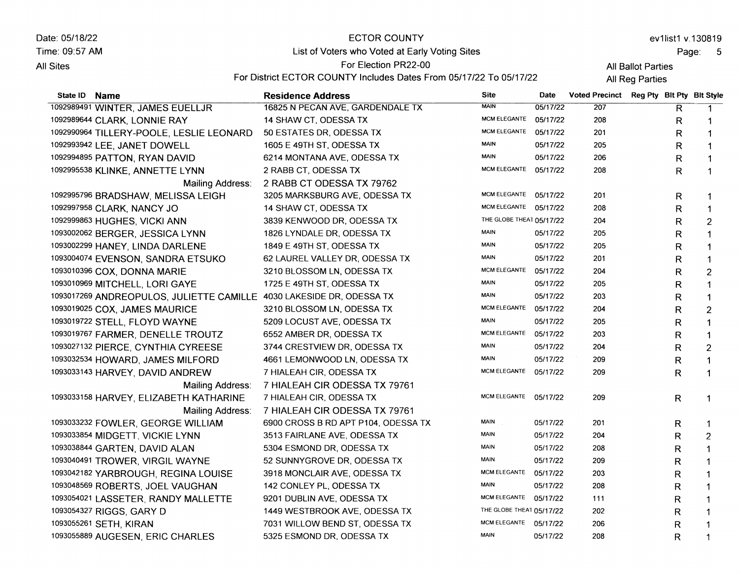Date: 05/18/22
Time: 09:57 AM
All Sites

# ECTOR COUNTY

## List of Voters who Voted at Early Voting Sites

For Election PR22-00

For District ECTOR COUNTY Includes Dates From 05/17/22 To 05/17/22

ev1list1 v.130819

All Ballot Parties
All Reg Parties

| State ID | Name | Residence Address | Site | Date | Voted Precinct | Reg Pty | Blt Pty | Blt Style |
|---|---|---|---|---|---|---|---|---|
| 1092989491 | WINTER, JAMES EUELLJR | 16825 N PECAN AVE, GARDENDALE TX | MAIN | 05/17/22 | 207 | | R | 1 |
| 1092989644 | CLARK, LONNIE RAY | 14 SHAW CT, ODESSA TX | MCM ELEGANTE | 05/17/22 | 208 | | R | 1 |
| 1092990964 | TILLERY-POOLE, LESLIE LEONARD | 50 ESTATES DR, ODESSA TX | MCM ELEGANTE | 05/17/22 | 201 | | R | 1 |
| 1092993942 | LEE, JANET DOWELL | 1605 E 49TH ST, ODESSA TX | MAIN | 05/17/22 | 205 | | R | 1 |
| 1092994895 | PATTON, RYAN DAVID | 6214 MONTANA AVE, ODESSA TX | MAIN | 05/17/22 | 206 | | R | 1 |
| 1092995538 | KLINKE, ANNETTE LYNN | 2 RABB CT, ODESSA TX | MCM ELEGANTE | 05/17/22 | 208 | | R | 1 |
| | Mailing Address: | 2 RABB CT ODESSA TX 79762 | | | | | | |
| 1092995796 | BRADSHAW, MELISSA LEIGH | 3205 MARKSBURG AVE, ODESSA TX | MCM ELEGANTE | 05/17/22 | 201 | | R | 1 |
| 1092997958 | CLARK, NANCY JO | 14 SHAW CT, ODESSA TX | MCM ELEGANTE | 05/17/22 | 208 | | R | 1 |
| 1092999863 | HUGHES, VICKI ANN | 3839 KENWOOD DR, ODESSA TX | THE GLOBE THEAT | 05/17/22 | 204 | | R | 2 |
| 1093002062 | BERGER, JESSICA LYNN | 1826 LYNDALE DR, ODESSA TX | MAIN | 05/17/22 | 205 | | R | 1 |
| 1093002299 | HANEY, LINDA DARLENE | 1849 E 49TH ST, ODESSA TX | MAIN | 05/17/22 | 205 | | R | 1 |
| 1093004074 | EVENSON, SANDRA ETSUKO | 62 LAUREL VALLEY DR, ODESSA TX | MAIN | 05/17/22 | 201 | | R | 1 |
| 1093010396 | COX, DONNA MARIE | 3210 BLOSSOM LN, ODESSA TX | MCM ELEGANTE | 05/17/22 | 204 | | R | 2 |
| 1093010969 | MITCHELL, LORI GAYE | 1725 E 49TH ST, ODESSA TX | MAIN | 05/17/22 | 205 | | R | 1 |
| 1093017269 | ANDREOPULOS, JULIETTE CAMILLE | 4030 LAKESIDE DR, ODESSA TX | MAIN | 05/17/22 | 203 | | R | 1 |
| 1093019025 | COX, JAMES MAURICE | 3210 BLOSSOM LN, ODESSA TX | MCM ELEGANTE | 05/17/22 | 204 | | R | 2 |
| 1093019722 | STELL, FLOYD WAYNE | 5209 LOCUST AVE, ODESSA TX | MAIN | 05/17/22 | 205 | | R | 1 |
| 1093019767 | FARMER, DENELLE TROUTZ | 6552 AMBER DR, ODESSA TX | MCM ELEGANTE | 05/17/22 | 203 | | R | 1 |
| 1093027132 | PIERCE, CYNTHIA CYREESE | 3744 CRESTVIEW DR, ODESSA TX | MAIN | 05/17/22 | 204 | | R | 2 |
| 1093032534 | HOWARD, JAMES MILFORD | 4661 LEMONWOOD LN, ODESSA TX | MAIN | 05/17/22 | 209 | | R | 1 |
| 1093033143 | HARVEY, DAVID ANDREW | 7 HIALEAH CIR, ODESSA TX | MCM ELEGANTE | 05/17/22 | 209 | | R | 1 |
| | Mailing Address: | 7 HIALEAH CIR ODESSA TX 79761 | | | | | | |
| 1093033158 | HARVEY, ELIZABETH KATHARINE | 7 HIALEAH CIR, ODESSA TX | MCM ELEGANTE | 05/17/22 | 209 | | R | 1 |
| | Mailing Address: | 7 HIALEAH CIR ODESSA TX 79761 | | | | | | |
| 1093033232 | FOWLER, GEORGE WILLIAM | 6900 CROSS B RD APT P104, ODESSA TX | MAIN | 05/17/22 | 201 | | R | 1 |
| 1093033854 | MIDGETT, VICKIE LYNN | 3513 FAIRLANE AVE, ODESSA TX | MAIN | 05/17/22 | 204 | | R | 2 |
| 1093038844 | GARTEN, DAVID ALAN | 5304 ESMOND DR, ODESSA TX | MAIN | 05/17/22 | 208 | | R | 1 |
| 1093040491 | TROWER, VIRGIL WAYNE | 52 SUNNYGROVE DR, ODESSA TX | MAIN | 05/17/22 | 209 | | R | 1 |
| 1093042182 | YARBROUGH, REGINA LOUISE | 3918 MONCLAIR AVE, ODESSA TX | MCM ELEGANTE | 05/17/22 | 203 | | R | 1 |
| 1093048569 | ROBERTS, JOEL VAUGHAN | 142 CONLEY PL, ODESSA TX | MAIN | 05/17/22 | 208 | | R | 1 |
| 1093054021 | LASSETER, RANDY MALLETTE | 9201 DUBLIN AVE, ODESSA TX | MCM ELEGANTE | 05/17/22 | 111 | | R | 1 |
| 1093054327 | RIGGS, GARY D | 1449 WESTBROOK AVE, ODESSA TX | THE GLOBE THEAT | 05/17/22 | 202 | | R | 1 |
| 1093055261 | SETH, KIRAN | 7031 WILLOW BEND ST, ODESSA TX | MCM ELEGANTE | 05/17/22 | 206 | | R | 1 |
| 1093055889 | AUGESEN, ERIC CHARLES | 5325 ESMOND DR, ODESSA TX | MAIN | 05/17/22 | 208 | | R | 1 |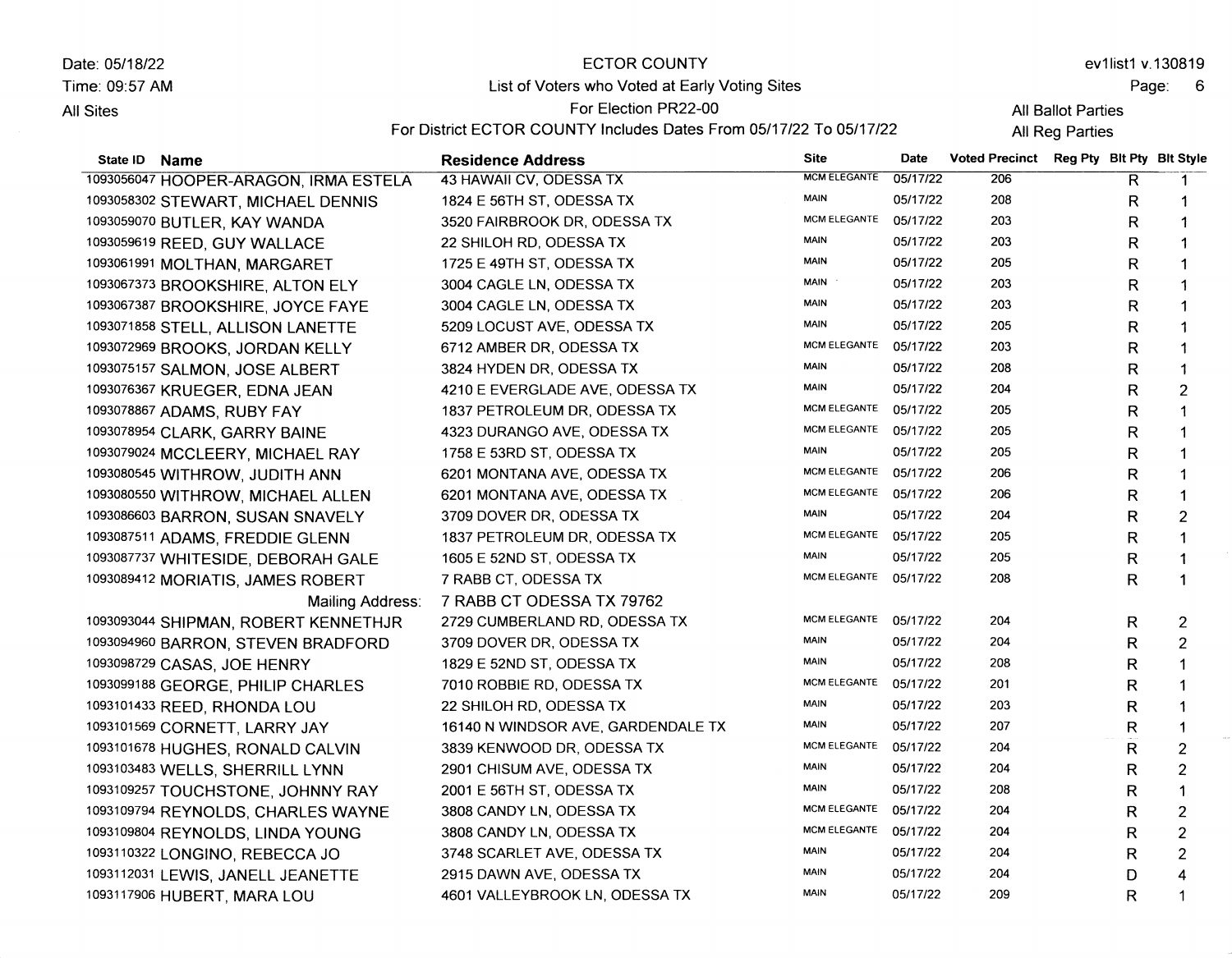Date: 05/18/22
Time: 09:57 AM
All Sites

# ECTOR COUNTY

List of Voters who Voted at Early Voting Sites
For Election PR22-00
For District ECTOR COUNTY Includes Dates From 05/17/22 To 05/17/22

ev1list1 v.130819
All Ballot Parties
All Reg Parties

| State ID | Name | Residence Address | Site | Date | Voted Precinct | Reg Pty | Blt Pty | Blt Style |
|---|---|---|---|---|---|---|---|---|
| 1093056047 | HOOPER-ARAGON, IRMA ESTELA | 43 HAWAII CV, ODESSA TX | MCM ELEGANTE | 05/17/22 | 206 | | R | 1 |
| 1093058302 | STEWART, MICHAEL DENNIS | 1824 E 56TH ST, ODESSA TX | MAIN | 05/17/22 | 208 | | R | 1 |
| 1093059070 | BUTLER, KAY WANDA | 3520 FAIRBROOK DR, ODESSA TX | MCM ELEGANTE | 05/17/22 | 203 | | R | 1 |
| 1093059619 | REED, GUY WALLACE | 22 SHILOH RD, ODESSA TX | MAIN | 05/17/22 | 203 | | R | 1 |
| 1093061991 | MOLTHAN, MARGARET | 1725 E 49TH ST, ODESSA TX | MAIN | 05/17/22 | 205 | | R | 1 |
| 1093067373 | BROOKSHIRE, ALTON ELY | 3004 CAGLE LN, ODESSA TX | MAIN | 05/17/22 | 203 | | R | 1 |
| 1093067387 | BROOKSHIRE, JOYCE FAYE | 3004 CAGLE LN, ODESSA TX | MAIN | 05/17/22 | 203 | | R | 1 |
| 1093071858 | STELL, ALLISON LANETTE | 5209 LOCUST AVE, ODESSA TX | MAIN | 05/17/22 | 205 | | R | 1 |
| 1093072969 | BROOKS, JORDAN KELLY | 6712 AMBER DR, ODESSA TX | MCM ELEGANTE | 05/17/22 | 203 | | R | 1 |
| 1093075157 | SALMON, JOSE ALBERT | 3824 HYDEN DR, ODESSA TX | MAIN | 05/17/22 | 208 | | R | 1 |
| 1093076367 | KRUEGER, EDNA JEAN | 4210 E EVERGLADE AVE, ODESSA TX | MAIN | 05/17/22 | 204 | | R | 2 |
| 1093078867 | ADAMS, RUBY FAY | 1837 PETROLEUM DR, ODESSA TX | MCM ELEGANTE | 05/17/22 | 205 | | R | 1 |
| 1093078954 | CLARK, GARRY BAINE | 4323 DURANGO AVE, ODESSA TX | MCM ELEGANTE | 05/17/22 | 205 | | R | 1 |
| 1093079024 | MCCLEERY, MICHAEL RAY | 1758 E 53RD ST, ODESSA TX | MAIN | 05/17/22 | 205 | | R | 1 |
| 1093080545 | WITHROW, JUDITH ANN | 6201 MONTANA AVE, ODESSA TX | MCM ELEGANTE | 05/17/22 | 206 | | R | 1 |
| 1093080550 | WITHROW, MICHAEL ALLEN | 6201 MONTANA AVE, ODESSA TX | MCM ELEGANTE | 05/17/22 | 206 | | R | 1 |
| 1093086603 | BARRON, SUSAN SNAVELY | 3709 DOVER DR, ODESSA TX | MAIN | 05/17/22 | 204 | | R | 2 |
| 1093087511 | ADAMS, FREDDIE GLENN | 1837 PETROLEUM DR, ODESSA TX | MCM ELEGANTE | 05/17/22 | 205 | | R | 1 |
| 1093087737 | WHITESIDE, DEBORAH GALE | 1605 E 52ND ST, ODESSA TX | MAIN | 05/17/22 | 205 | | R | 1 |
| 1093089412 | MORIATIS, JAMES ROBERT | 7 RABB CT, ODESSA TX | MCM ELEGANTE | 05/17/22 | 208 | | R | 1 |
| | Mailing Address: | 7 RABB CT ODESSA TX 79762 | | | | | | |
| 1093093044 | SHIPMAN, ROBERT KENNETHJR | 2729 CUMBERLAND RD, ODESSA TX | MCM ELEGANTE | 05/17/22 | 204 | | R | 2 |
| 1093094960 | BARRON, STEVEN BRADFORD | 3709 DOVER DR, ODESSA TX | MAIN | 05/17/22 | 204 | | R | 2 |
| 1093098729 | CASAS, JOE HENRY | 1829 E 52ND ST, ODESSA TX | MAIN | 05/17/22 | 208 | | R | 1 |
| 1093099188 | GEORGE, PHILIP CHARLES | 7010 ROBBIE RD, ODESSA TX | MCM ELEGANTE | 05/17/22 | 201 | | R | 1 |
| 1093101433 | REED, RHONDA LOU | 22 SHILOH RD, ODESSA TX | MAIN | 05/17/22 | 203 | | R | 1 |
| 1093101569 | CORNETT, LARRY JAY | 16140 N WINDSOR AVE, GARDENDALE TX | MAIN | 05/17/22 | 207 | | R | 1 |
| 1093101678 | HUGHES, RONALD CALVIN | 3839 KENWOOD DR, ODESSA TX | MCM ELEGANTE | 05/17/22 | 204 | | R | 2 |
| 1093103483 | WELLS, SHERRILL LYNN | 2901 CHISUM AVE, ODESSA TX | MAIN | 05/17/22 | 204 | | R | 2 |
| 1093109257 | TOUCHSTONE, JOHNNY RAY | 2001 E 56TH ST, ODESSA TX | MAIN | 05/17/22 | 208 | | R | 1 |
| 1093109794 | REYNOLDS, CHARLES WAYNE | 3808 CANDY LN, ODESSA TX | MCM ELEGANTE | 05/17/22 | 204 | | R | 2 |
| 1093109804 | REYNOLDS, LINDA YOUNG | 3808 CANDY LN, ODESSA TX | MCM ELEGANTE | 05/17/22 | 204 | | R | 2 |
| 1093110322 | LONGINO, REBECCA JO | 3748 SCARLET AVE, ODESSA TX | MAIN | 05/17/22 | 204 | | R | 2 |
| 1093112031 | LEWIS, JANELL JEANETTE | 2915 DAWN AVE, ODESSA TX | MAIN | 05/17/22 | 204 | | D | 4 |
| 1093117906 | HUBERT, MARA LOU | 4601 VALLEYBROOK LN, ODESSA TX | MAIN | 05/17/22 | 209 | | R | 1 |